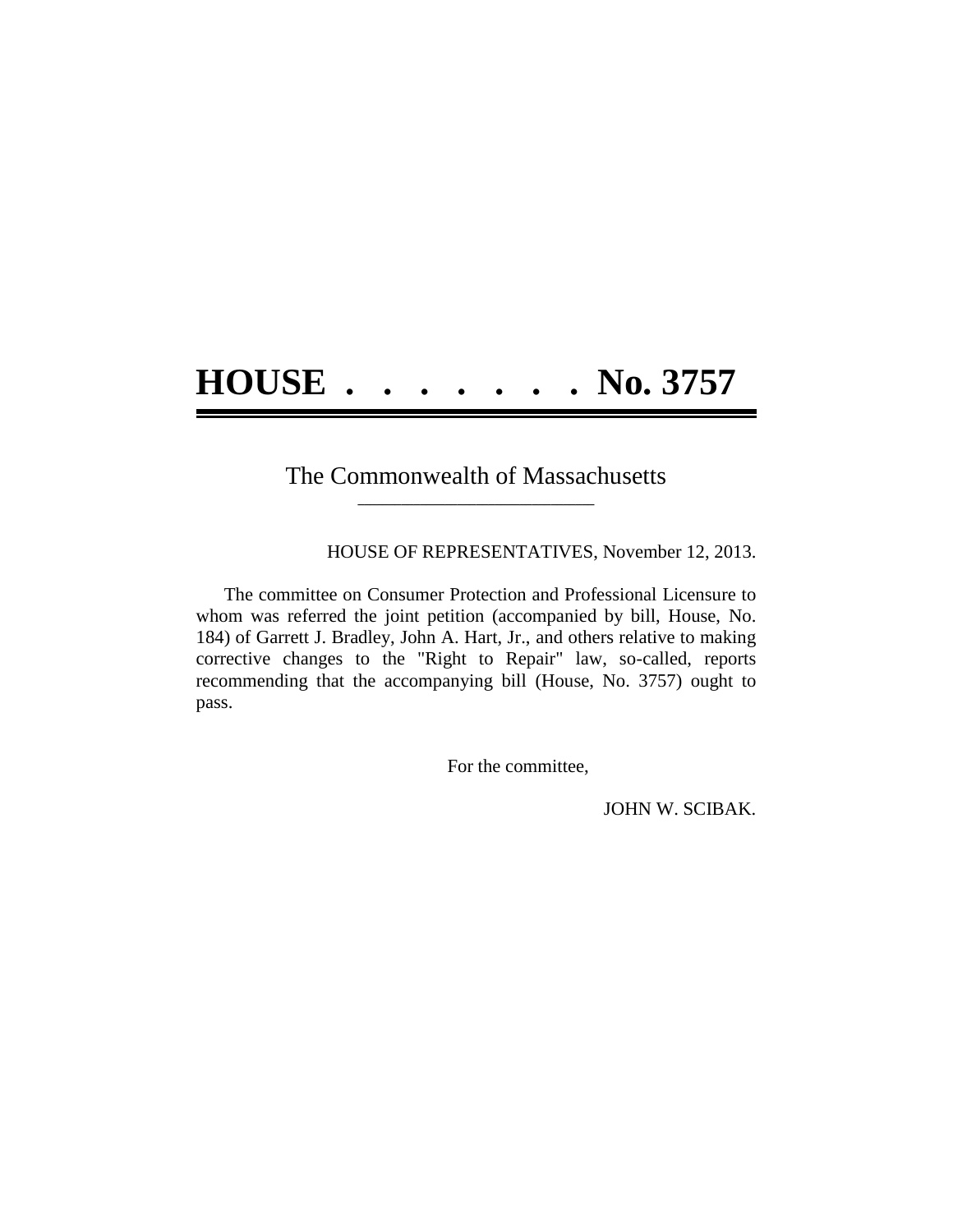# HOUSE . . . . . . . . No. 3757

The Commonwealth of Massachusetts

---

HOUSE OF REPRESENTATIVES, November 12, 2013.

The committee on Consumer Protection and Professional Licensure to whom was referred the joint petition (accompanied by bill, House, No. 184) of Garrett J. Bradley, John A. Hart, Jr., and others relative to making corrective changes to the "Right to Repair" law, so-called, reports recommending that the accompanying bill (House, No. 3757) ought to pass.

For the committee,

JOHN W. SCIBAK.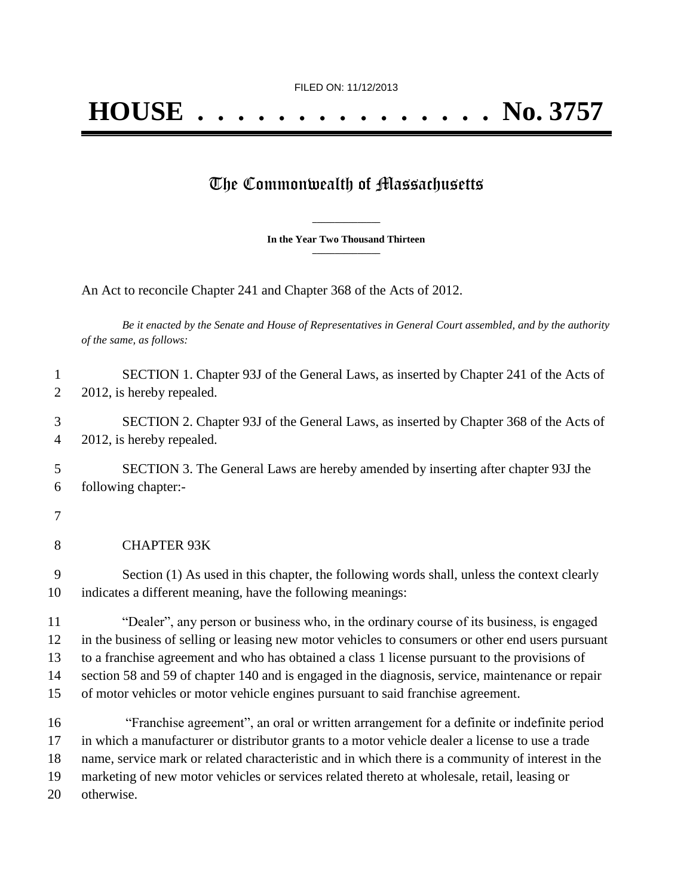FILED ON: 11/12/2013

# HOUSE . . . . . . . . . . . . . . . No. 3757

## The Commonwealth of Massachusetts

**In the Year Two Thousand Thirteen**

An Act to reconcile Chapter 241 and Chapter 368 of the Acts of 2012.

*Be it enacted by the Senate and House of Representatives in General Court assembled, and by the authority of the same, as follows:*

SECTION 1. Chapter 93J of the General Laws, as inserted by Chapter 241 of the Acts of 2012, is hereby repealed.

SECTION 2. Chapter 93J of the General Laws, as inserted by Chapter 368 of the Acts of 2012, is hereby repealed.

SECTION 3. The General Laws are hereby amended by inserting after chapter 93J the following chapter:-

CHAPTER 93K

Section (1) As used in this chapter, the following words shall, unless the context clearly indicates a different meaning, have the following meanings:

"Dealer", any person or business who, in the ordinary course of its business, is engaged in the business of selling or leasing new motor vehicles to consumers or other end users pursuant to a franchise agreement and who has obtained a class 1 license pursuant to the provisions of section 58 and 59 of chapter 140 and is engaged in the diagnosis, service, maintenance or repair of motor vehicles or motor vehicle engines pursuant to said franchise agreement.

"Franchise agreement", an oral or written arrangement for a definite or indefinite period in which a manufacturer or distributor grants to a motor vehicle dealer a license to use a trade name, service mark or related characteristic and in which there is a community of interest in the marketing of new motor vehicles or services related thereto at wholesale, retail, leasing or otherwise.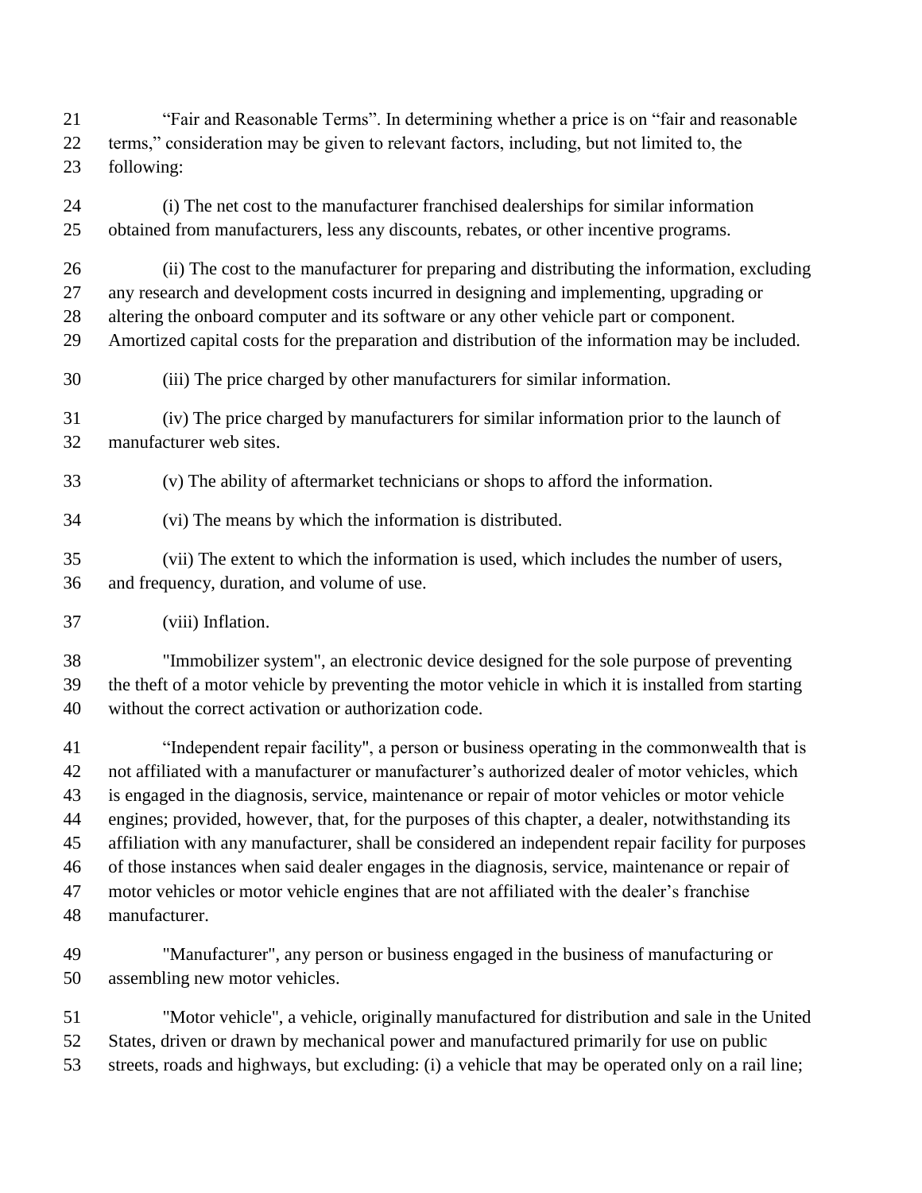"Fair and Reasonable Terms". In determining whether a price is on "fair and reasonable terms," consideration may be given to relevant factors, including, but not limited to, the following:

(i) The net cost to the manufacturer franchised dealerships for similar information obtained from manufacturers, less any discounts, rebates, or other incentive programs.

(ii) The cost to the manufacturer for preparing and distributing the information, excluding any research and development costs incurred in designing and implementing, upgrading or altering the onboard computer and its software or any other vehicle part or component. Amortized capital costs for the preparation and distribution of the information may be included.

(iii) The price charged by other manufacturers for similar information.

(iv) The price charged by manufacturers for similar information prior to the launch of manufacturer web sites.

(v) The ability of aftermarket technicians or shops to afford the information.

(vi) The means by which the information is distributed.

(vii) The extent to which the information is used, which includes the number of users, and frequency, duration, and volume of use.

(viii) Inflation.

"Immobilizer system", an electronic device designed for the sole purpose of preventing the theft of a motor vehicle by preventing the motor vehicle in which it is installed from starting without the correct activation or authorization code.

"Independent repair facility", a person or business operating in the commonwealth that is not affiliated with a manufacturer or manufacturer's authorized dealer of motor vehicles, which is engaged in the diagnosis, service, maintenance or repair of motor vehicles or motor vehicle engines; provided, however, that, for the purposes of this chapter, a dealer, notwithstanding its affiliation with any manufacturer, shall be considered an independent repair facility for purposes of those instances when said dealer engages in the diagnosis, service, maintenance or repair of motor vehicles or motor vehicle engines that are not affiliated with the dealer's franchise manufacturer.

"Manufacturer", any person or business engaged in the business of manufacturing or assembling new motor vehicles.

"Motor vehicle", a vehicle, originally manufactured for distribution and sale in the United States, driven or drawn by mechanical power and manufactured primarily for use on public streets, roads and highways, but excluding: (i) a vehicle that may be operated only on a rail line;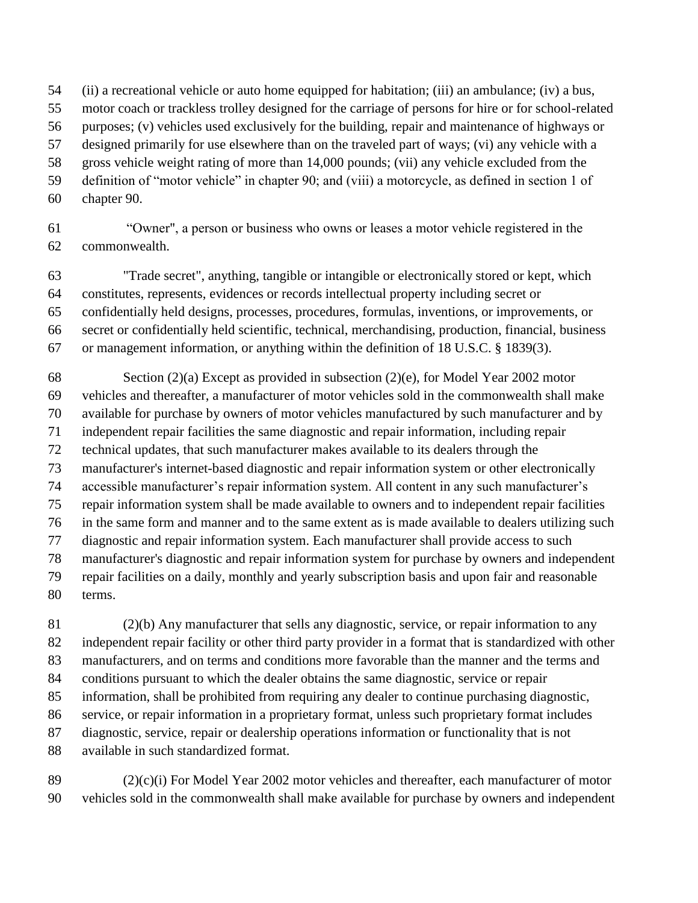(ii) a recreational vehicle or auto home equipped for habitation; (iii) an ambulance; (iv) a bus, motor coach or trackless trolley designed for the carriage of persons for hire or for school-related purposes; (v) vehicles used exclusively for the building, repair and maintenance of highways or designed primarily for use elsewhere than on the traveled part of ways; (vi) any vehicle with a gross vehicle weight rating of more than 14,000 pounds; (vii) any vehicle excluded from the definition of "motor vehicle" in chapter 90; and (viii) a motorcycle, as defined in section 1 of chapter 90.

"Owner", a person or business who owns or leases a motor vehicle registered in the commonwealth.

"Trade secret", anything, tangible or intangible or electronically stored or kept, which constitutes, represents, evidences or records intellectual property including secret or confidentially held designs, processes, procedures, formulas, inventions, or improvements, or secret or confidentially held scientific, technical, merchandising, production, financial, business or management information, or anything within the definition of 18 U.S.C. § 1839(3).

Section (2)(a) Except as provided in subsection (2)(e), for Model Year 2002 motor vehicles and thereafter, a manufacturer of motor vehicles sold in the commonwealth shall make available for purchase by owners of motor vehicles manufactured by such manufacturer and by independent repair facilities the same diagnostic and repair information, including repair technical updates, that such manufacturer makes available to its dealers through the manufacturer's internet-based diagnostic and repair information system or other electronically accessible manufacturer's repair information system. All content in any such manufacturer's repair information system shall be made available to owners and to independent repair facilities in the same form and manner and to the same extent as is made available to dealers utilizing such diagnostic and repair information system. Each manufacturer shall provide access to such manufacturer's diagnostic and repair information system for purchase by owners and independent repair facilities on a daily, monthly and yearly subscription basis and upon fair and reasonable terms.

(2)(b) Any manufacturer that sells any diagnostic, service, or repair information to any independent repair facility or other third party provider in a format that is standardized with other manufacturers, and on terms and conditions more favorable than the manner and the terms and conditions pursuant to which the dealer obtains the same diagnostic, service or repair information, shall be prohibited from requiring any dealer to continue purchasing diagnostic, service, or repair information in a proprietary format, unless such proprietary format includes diagnostic, service, repair or dealership operations information or functionality that is not available in such standardized format.

(2)(c)(i) For Model Year 2002 motor vehicles and thereafter, each manufacturer of motor vehicles sold in the commonwealth shall make available for purchase by owners and independent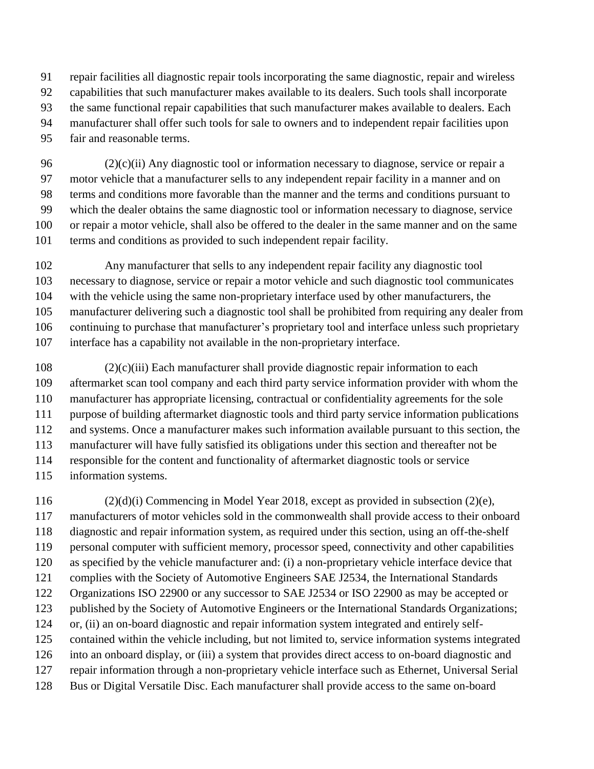repair facilities all diagnostic repair tools incorporating the same diagnostic, repair and wireless capabilities that such manufacturer makes available to its dealers. Such tools shall incorporate the same functional repair capabilities that such manufacturer makes available to dealers. Each manufacturer shall offer such tools for sale to owners and to independent repair facilities upon fair and reasonable terms.

(2)(c)(ii) Any diagnostic tool or information necessary to diagnose, service or repair a motor vehicle that a manufacturer sells to any independent repair facility in a manner and on terms and conditions more favorable than the manner and the terms and conditions pursuant to which the dealer obtains the same diagnostic tool or information necessary to diagnose, service or repair a motor vehicle, shall also be offered to the dealer in the same manner and on the same terms and conditions as provided to such independent repair facility.

Any manufacturer that sells to any independent repair facility any diagnostic tool necessary to diagnose, service or repair a motor vehicle and such diagnostic tool communicates with the vehicle using the same non-proprietary interface used by other manufacturers, the manufacturer delivering such a diagnostic tool shall be prohibited from requiring any dealer from continuing to purchase that manufacturer's proprietary tool and interface unless such proprietary interface has a capability not available in the non-proprietary interface.

(2)(c)(iii) Each manufacturer shall provide diagnostic repair information to each aftermarket scan tool company and each third party service information provider with whom the manufacturer has appropriate licensing, contractual or confidentiality agreements for the sole purpose of building aftermarket diagnostic tools and third party service information publications and systems. Once a manufacturer makes such information available pursuant to this section, the manufacturer will have fully satisfied its obligations under this section and thereafter not be responsible for the content and functionality of aftermarket diagnostic tools or service information systems.

(2)(d)(i) Commencing in Model Year 2018, except as provided in subsection (2)(e), manufacturers of motor vehicles sold in the commonwealth shall provide access to their onboard diagnostic and repair information system, as required under this section, using an off-the-shelf personal computer with sufficient memory, processor speed, connectivity and other capabilities as specified by the vehicle manufacturer and: (i) a non-proprietary vehicle interface device that complies with the Society of Automotive Engineers SAE J2534, the International Standards Organizations ISO 22900 or any successor to SAE J2534 or ISO 22900 as may be accepted or published by the Society of Automotive Engineers or the International Standards Organizations; or, (ii) an on-board diagnostic and repair information system integrated and entirely self-contained within the vehicle including, but not limited to, service information systems integrated into an onboard display, or (iii) a system that provides direct access to on-board diagnostic and repair information through a non-proprietary vehicle interface such as Ethernet, Universal Serial Bus or Digital Versatile Disc. Each manufacturer shall provide access to the same on-board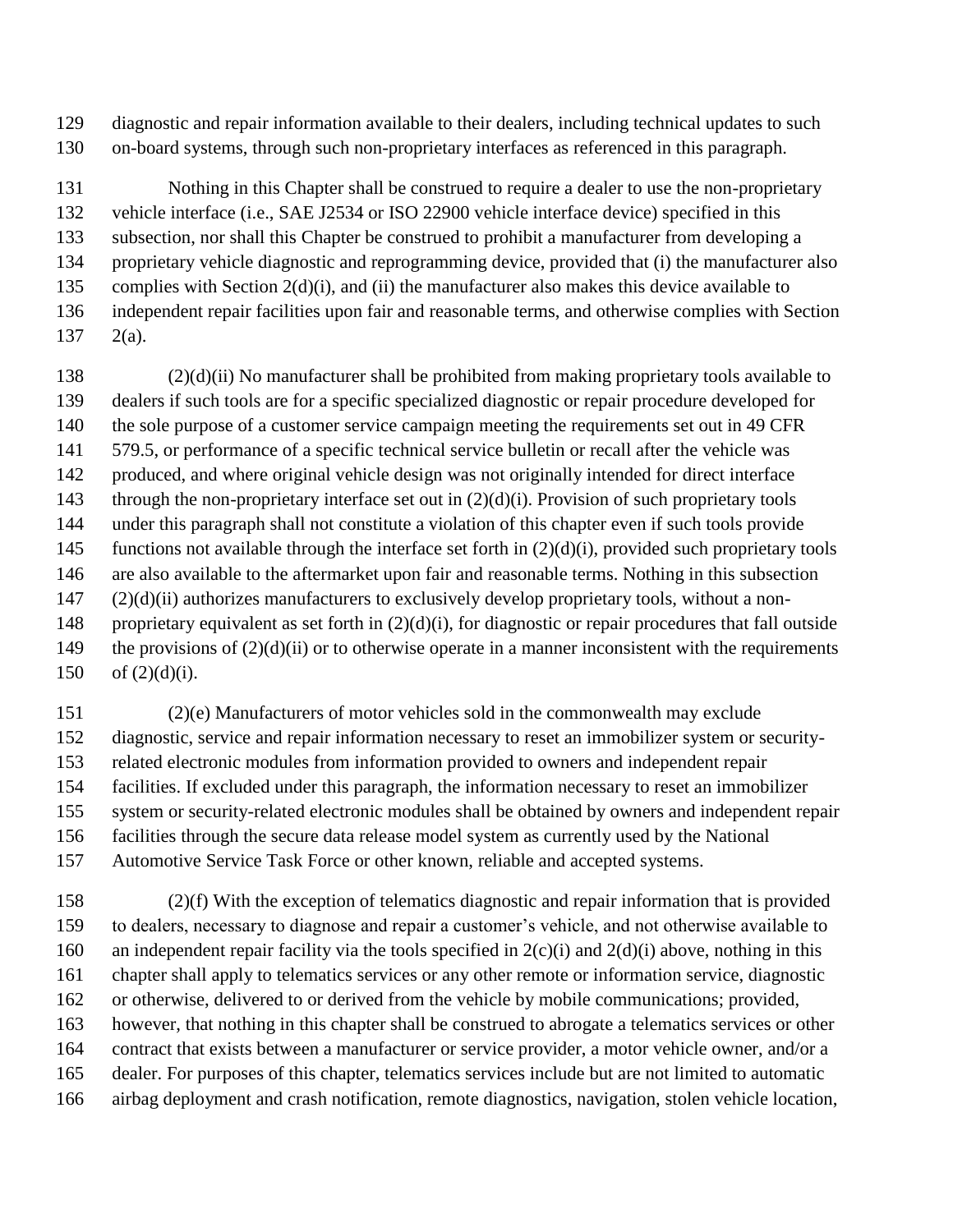diagnostic and repair information available to their dealers, including technical updates to such on-board systems, through such non-proprietary interfaces as referenced in this paragraph.

Nothing in this Chapter shall be construed to require a dealer to use the non-proprietary vehicle interface (i.e., SAE J2534 or ISO 22900 vehicle interface device) specified in this subsection, nor shall this Chapter be construed to prohibit a manufacturer from developing a proprietary vehicle diagnostic and reprogramming device, provided that (i) the manufacturer also complies with Section 2(d)(i), and (ii) the manufacturer also makes this device available to independent repair facilities upon fair and reasonable terms, and otherwise complies with Section 2(a).

(2)(d)(ii) No manufacturer shall be prohibited from making proprietary tools available to dealers if such tools are for a specific specialized diagnostic or repair procedure developed for the sole purpose of a customer service campaign meeting the requirements set out in 49 CFR 579.5, or performance of a specific technical service bulletin or recall after the vehicle was produced, and where original vehicle design was not originally intended for direct interface through the non-proprietary interface set out in (2)(d)(i). Provision of such proprietary tools under this paragraph shall not constitute a violation of this chapter even if such tools provide functions not available through the interface set forth in (2)(d)(i), provided such proprietary tools are also available to the aftermarket upon fair and reasonable terms. Nothing in this subsection (2)(d)(ii) authorizes manufacturers to exclusively develop proprietary tools, without a non-proprietary equivalent as set forth in (2)(d)(i), for diagnostic or repair procedures that fall outside the provisions of (2)(d)(ii) or to otherwise operate in a manner inconsistent with the requirements of (2)(d)(i).

(2)(e) Manufacturers of motor vehicles sold in the commonwealth may exclude diagnostic, service and repair information necessary to reset an immobilizer system or security-related electronic modules from information provided to owners and independent repair facilities. If excluded under this paragraph, the information necessary to reset an immobilizer system or security-related electronic modules shall be obtained by owners and independent repair facilities through the secure data release model system as currently used by the National Automotive Service Task Force or other known, reliable and accepted systems.

(2)(f) With the exception of telematics diagnostic and repair information that is provided to dealers, necessary to diagnose and repair a customer's vehicle, and not otherwise available to an independent repair facility via the tools specified in 2(c)(i) and 2(d)(i) above, nothing in this chapter shall apply to telematics services or any other remote or information service, diagnostic or otherwise, delivered to or derived from the vehicle by mobile communications; provided, however, that nothing in this chapter shall be construed to abrogate a telematics services or other contract that exists between a manufacturer or service provider, a motor vehicle owner, and/or a dealer. For purposes of this chapter, telematics services include but are not limited to automatic airbag deployment and crash notification, remote diagnostics, navigation, stolen vehicle location,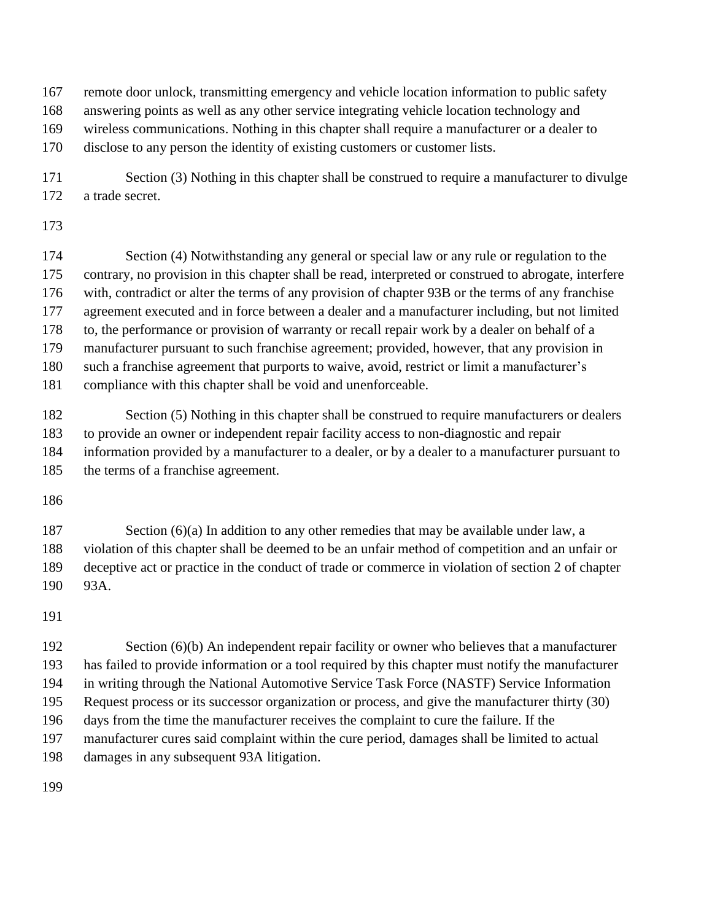remote door unlock, transmitting emergency and vehicle location information to public safety answering points as well as any other service integrating vehicle location technology and wireless communications. Nothing in this chapter shall require a manufacturer or a dealer to disclose to any person the identity of existing customers or customer lists.

Section (3) Nothing in this chapter shall be construed to require a manufacturer to divulge a trade secret.

Section (4) Notwithstanding any general or special law or any rule or regulation to the contrary, no provision in this chapter shall be read, interpreted or construed to abrogate, interfere with, contradict or alter the terms of any provision of chapter 93B or the terms of any franchise agreement executed and in force between a dealer and a manufacturer including, but not limited to, the performance or provision of warranty or recall repair work by a dealer on behalf of a manufacturer pursuant to such franchise agreement; provided, however, that any provision in such a franchise agreement that purports to waive, avoid, restrict or limit a manufacturer's compliance with this chapter shall be void and unenforceable.

Section (5) Nothing in this chapter shall be construed to require manufacturers or dealers to provide an owner or independent repair facility access to non-diagnostic and repair information provided by a manufacturer to a dealer, or by a dealer to a manufacturer pursuant to the terms of a franchise agreement.

Section (6)(a) In addition to any other remedies that may be available under law, a violation of this chapter shall be deemed to be an unfair method of competition and an unfair or deceptive act or practice in the conduct of trade or commerce in violation of section 2 of chapter 93A.

Section (6)(b) An independent repair facility or owner who believes that a manufacturer has failed to provide information or a tool required by this chapter must notify the manufacturer in writing through the National Automotive Service Task Force (NASTF) Service Information Request process or its successor organization or process, and give the manufacturer thirty (30) days from the time the manufacturer receives the complaint to cure the failure. If the manufacturer cures said complaint within the cure period, damages shall be limited to actual damages in any subsequent 93A litigation.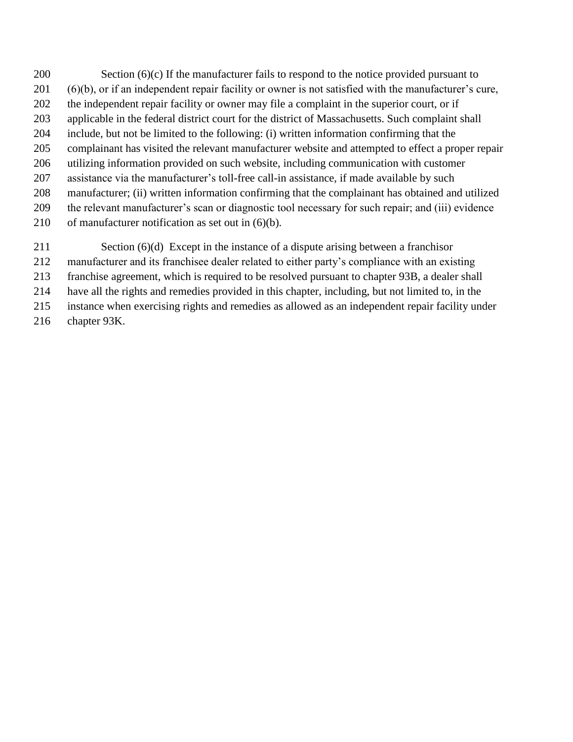Section (6)(c) If the manufacturer fails to respond to the notice provided pursuant to (6)(b), or if an independent repair facility or owner is not satisfied with the manufacturer's cure, the independent repair facility or owner may file a complaint in the superior court, or if applicable in the federal district court for the district of Massachusetts. Such complaint shall include, but not be limited to the following: (i) written information confirming that the complainant has visited the relevant manufacturer website and attempted to effect a proper repair utilizing information provided on such website, including communication with customer assistance via the manufacturer's toll-free call-in assistance, if made available by such manufacturer; (ii) written information confirming that the complainant has obtained and utilized the relevant manufacturer's scan or diagnostic tool necessary for such repair; and (iii) evidence of manufacturer notification as set out in (6)(b).

Section (6)(d) Except in the instance of a dispute arising between a franchisor manufacturer and its franchisee dealer related to either party's compliance with an existing franchise agreement, which is required to be resolved pursuant to chapter 93B, a dealer shall have all the rights and remedies provided in this chapter, including, but not limited to, in the instance when exercising rights and remedies as allowed as an independent repair facility under chapter 93K.